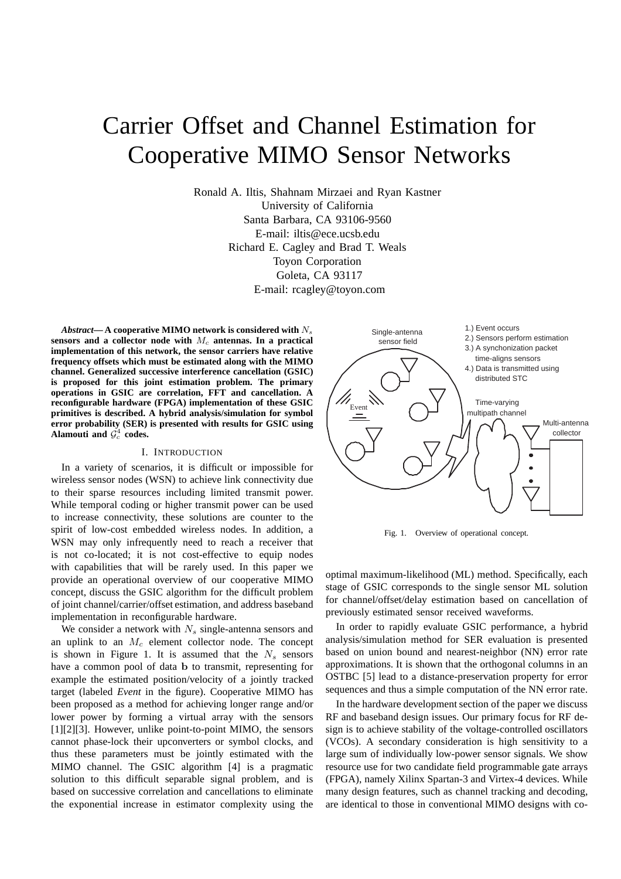# Carrier Offset and Channel Estimation for Cooperative MIMO Sensor Networks

Ronald A. Iltis, Shahnam Mirzaei and Ryan Kastner
University of California
Santa Barbara, CA 93106-9560
E-mail: iltis@ece.ucsb.edu
Richard E. Cagley and Brad T. Weals
Toyon Corporation
Goleta, CA 93117
E-mail: rcagley@toyon.com

***Abstract*— A cooperative MIMO network is considered with $N_s$ sensors and a collector node with $M_c$ antennas. In a practical implementation of this network, the sensor carriers have relative frequency offsets which must be estimated along with the MIMO channel. Generalized successive interference cancellation (GSIC) is proposed for this joint estimation problem. The primary operations in GSIC are correlation, FFT and cancellation. A reconfigurable hardware (FPGA) implementation of these GSIC primitives is described. A hybrid analysis/simulation for symbol error probability (SER) is presented with results for GSIC using Alamouti and $\mathcal{G}_c^4$ codes.**

## I. Introduction

In a variety of scenarios, it is difficult or impossible for wireless sensor nodes (WSN) to achieve link connectivity due to their sparse resources including limited transmit power. While temporal coding or higher transmit power can be used to increase connectivity, these solutions are counter to the spirit of low-cost embedded wireless nodes. In addition, a WSN may only infrequently need to reach a receiver that is not co-located; it is not cost-effective to equip nodes with capabilities that will be rarely used. In this paper we provide an operational overview of our cooperative MIMO concept, discuss the GSIC algorithm for the difficult problem of joint channel/carrier/offset estimation, and address baseband implementation in reconfigurable hardware.

We consider a network with $N_s$ single-antenna sensors and an uplink to an $M_c$ element collector node. The concept is shown in Figure 1. It is assumed that the $N_s$ sensors have a common pool of data $\mathbf{b}$ to transmit, representing for example the estimated position/velocity of a jointly tracked target (labeled *Event* in the figure). Cooperative MIMO has been proposed as a method for achieving longer range and/or lower power by forming a virtual array with the sensors [1][2][3]. However, unlike point-to-point MIMO, the sensors cannot phase-lock their upconverters or symbol clocks, and thus these parameters must be jointly estimated with the MIMO channel. The GSIC algorithm [4] is a pragmatic solution to this difficult separable signal problem, and is based on successive correlation and cancellations to eliminate the exponential increase in estimator complexity using the optimal maximum-likelihood (ML) method. Specifically, each stage of GSIC corresponds to the single sensor ML solution for channel/offset/delay estimation based on cancellation of previously estimated sensor received waveforms.

Fig. 1. Overview of operational concept.

In order to rapidly evaluate GSIC performance, a hybrid analysis/simulation method for SER evaluation is presented based on union bound and nearest-neighbor (NN) error rate approximations. It is shown that the orthogonal columns in an OSTBC [5] lead to a distance-preservation property for error sequences and thus a simple computation of the NN error rate.

In the hardware development section of the paper we discuss RF and baseband design issues. Our primary focus for RF design is to achieve stability of the voltage-controlled oscillators (VCOs). A secondary consideration is high sensitivity to a large sum of individually low-power sensor signals. We show resource use for two candidate field programmable gate arrays (FPGA), namely Xilinx Spartan-3 and Virtex-4 devices. While many design features, such as channel tracking and decoding, are identical to those in conventional MIMO designs with co-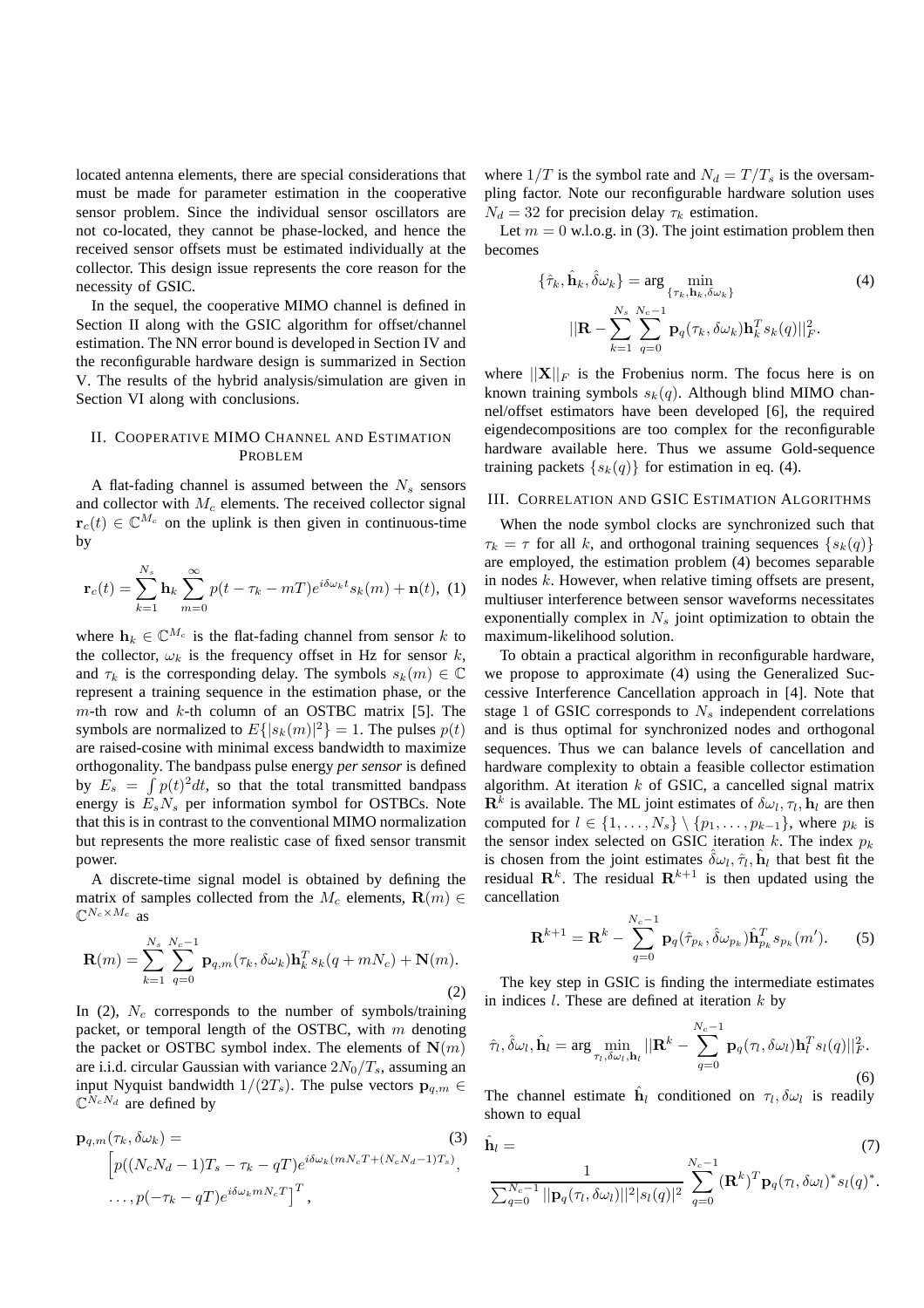located antenna elements, there are special considerations that must be made for parameter estimation in the cooperative sensor problem. Since the individual sensor oscillators are not co-located, they cannot be phase-locked, and hence the received sensor offsets must be estimated individually at the collector. This design issue represents the core reason for the necessity of GSIC.

In the sequel, the cooperative MIMO channel is defined in Section II along with the GSIC algorithm for offset/channel estimation. The NN error bound is developed in Section IV and the reconfigurable hardware design is summarized in Section V. The results of the hybrid analysis/simulation are given in Section VI along with conclusions.

## II. Cooperative MIMO Channel and Estimation Problem

A flat-fading channel is assumed between the $N_s$ sensors and collector with $M_c$ elements. The received collector signal $\mathbf{r}_c(t) \in \mathbb{C}^{M_c}$ on the uplink is then given in continuous-time by

$$\mathbf{r}_c(t) = \sum_{k=1}^{N_s} \mathbf{h}_k \sum_{m=0}^{\infty} p(t-\tau_k - mT) e^{i\delta\omega_k t} s_k(m) + \mathbf{n}(t), \quad (1)$$

where $\mathbf{h}_k \in \mathbb{C}^{M_c}$ is the flat-fading channel from sensor $k$ to the collector, $\omega_k$ is the frequency offset in Hz for sensor $k$, and $\tau_k$ is the corresponding delay. The symbols $s_k(m) \in \mathbb{C}$ represent a training sequence in the estimation phase, or the $m$-th row and $k$-th column of an OSTBC matrix [5]. The symbols are normalized to $E\{|s_k(m)|^2\} = 1$. The pulses $p(t)$ are raised-cosine with minimal excess bandwidth to maximize orthogonality. The bandpass pulse energy *per sensor* is defined by $E_s = \int p(t)^2 dt$, so that the total transmitted bandpass energy is $E_s N_s$ per information symbol for OSTBCs. Note that this is in contrast to the conventional MIMO normalization but represents the more realistic case of fixed sensor transmit power.

A discrete-time signal model is obtained by defining the matrix of samples collected from the $M_c$ elements, $\mathbf{R}(m) \in \mathbb{C}^{N_c \times M_c}$ as

$$\mathbf{R}(m) = \sum_{k=1}^{N_s} \sum_{q=0}^{N_c - 1} \mathbf{p}_{q,m}(\tau_k, \delta\omega_k) \mathbf{h}_k^T s_k(q + mN_c) + \mathbf{N}(m). \quad (2)$$

In (2), $N_c$ corresponds to the number of symbols/training packet, or temporal length of the OSTBC, with $m$ denoting the packet or OSTBC symbol index. The elements of $\mathbf{N}(m)$ are i.i.d. circular Gaussian with variance $2N_0/T_s$, assuming an input Nyquist bandwidth $1/(2T_s)$. The pulse vectors $\mathbf{p}_{q,m} \in \mathbb{C}^{N_c N_d}$ are defined by

$$\begin{aligned} \mathbf{p}_{q,m}(\tau_k, \delta\omega_k) = & \quad (3) \\ & \Big[ p((N_c N_d - 1)T_s - \tau_k - qT) e^{i\delta\omega_k (mN_c T + (N_c N_d - 1)T_s)}, \\ & \ldots, p(-\tau_k - qT) e^{i\delta\omega_k m N_c T} \Big]^T, \end{aligned}$$

where $1/T$ is the symbol rate and $N_d = T/T_s$ is the oversampling factor. Note our reconfigurable hardware solution uses $N_d = 32$ for precision delay $\tau_k$ estimation.

Let $m = 0$ w.l.o.g. in (3). The joint estimation problem then becomes

$$\begin{aligned} \{\hat{\tau}_k, \hat{\mathbf{h}}_k, \hat{\delta}\omega_k\} = \arg & \min_{\{\tau_k, \mathbf{h}_k, \delta\omega_k\}} \quad (4) \\ & ||\mathbf{R} - \sum_{k=1}^{N_s} \sum_{q=0}^{N_c - 1} \mathbf{p}_q(\tau_k, \delta\omega_k) \mathbf{h}_k^T s_k(q)||_F^2. \end{aligned}$$

where $||\mathbf{X}||_F$ is the Frobenius norm. The focus here is on known training symbols $s_k(q)$. Although blind MIMO channel/offset estimators have been developed [6], the required eigendecompositions are too complex for the reconfigurable hardware available here. Thus we assume Gold-sequence training packets $\{s_k(q)\}$ for estimation in eq. (4).

## III. Correlation and GSIC Estimation Algorithms

When the node symbol clocks are synchronized such that $\tau_k = \tau$ for all $k$, and orthogonal training sequences $\{s_k(q)\}$ are employed, the estimation problem (4) becomes separable in nodes $k$. However, when relative timing offsets are present, multiuser interference between sensor waveforms necessitates exponentially complex in $N_s$ joint optimization to obtain the maximum-likelihood solution.

To obtain a practical algorithm in reconfigurable hardware, we propose to approximate (4) using the Generalized Successive Interference Cancellation approach in [4]. Note that stage 1 of GSIC corresponds to $N_s$ independent correlations and is thus optimal for synchronized nodes and orthogonal sequences. Thus we can balance levels of cancellation and hardware complexity to obtain a feasible collector estimation algorithm. At iteration $k$ of GSIC, a cancelled signal matrix $\mathbf{R}^k$ is available. The ML joint estimates of $\delta\omega_l, \tau_l, \mathbf{h}_l$ are then computed for $l \in \{1, \ldots, N_s\} \setminus \{p_1, \ldots, p_{k-1}\}$, where $p_k$ is the sensor index selected on GSIC iteration $k$. The index $p_k$ is chosen from the joint estimates $\hat{\delta}\omega_l, \hat{\tau}_l, \hat{\mathbf{h}}_l$ that best fit the residual $\mathbf{R}^k$. The residual $\mathbf{R}^{k+1}$ is then updated using the cancellation

$$\mathbf{R}^{k+1} = \mathbf{R}^k - \sum_{q=0}^{N_c - 1} \mathbf{p}_q(\hat{\tau}_{p_k}, \hat{\delta}\omega_{p_k}) \hat{\mathbf{h}}_{p_k}^T s_{p_k}(m'). \quad (5)$$

The key step in GSIC is finding the intermediate estimates in indices $l$. These are defined at iteration $k$ by

$$\hat{\tau}_l, \hat{\delta}\omega_l, \hat{\mathbf{h}}_l = \arg \min_{\tau_l, \delta\omega_l, \mathbf{h}_l} ||\mathbf{R}^k - \sum_{q=0}^{N_c - 1} \mathbf{p}_q(\tau_l, \delta\omega_l) \mathbf{h}_l^T s_l(q)||_F^2. \quad (6)$$

The channel estimate $\hat{\mathbf{h}}_l$ conditioned on $\tau_l, \delta\omega_l$ is readily shown to equal

$$\hat{\mathbf{h}}_l = \quad (7)$$
$$\frac{1}{\sum_{q=0}^{N_c - 1} ||\mathbf{p}_q(\tau_l, \delta\omega_l)||^2 |s_l(q)|^2} \sum_{q=0}^{N_c - 1} (\mathbf{R}^k)^T \mathbf{p}_q(\tau_l, \delta\omega_l)^* s_l(q)^*.$$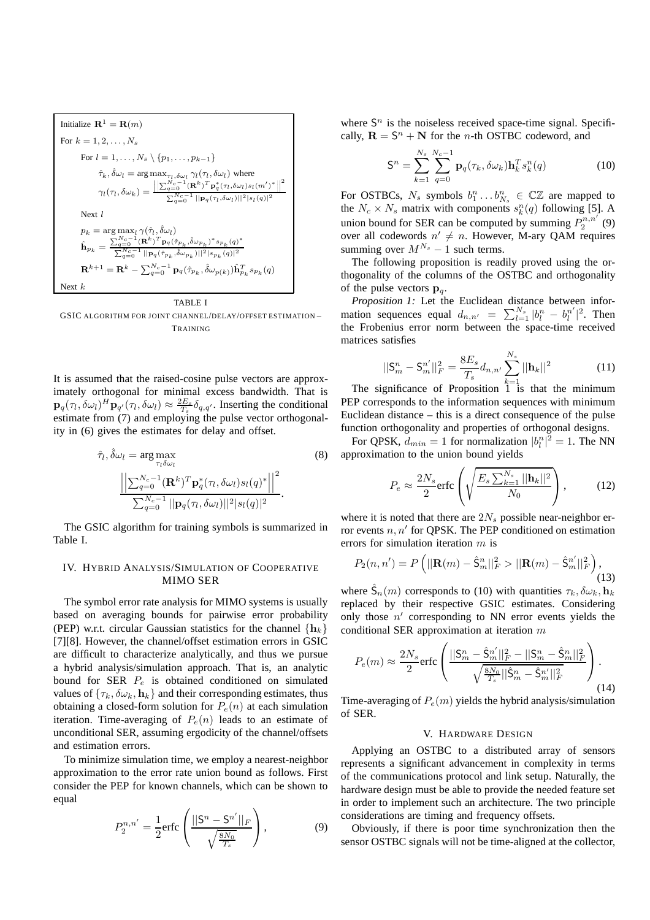Initialize $\mathbf{R}^1 = \mathbf{R}(m)$

For $k = 1, 2, \ldots, N_s$

For $l = 1, \ldots, N_s \setminus \{p_1, \ldots, p_{k-1}\}$

$\hat{\tau}_k, \hat{\delta\omega}_l = \arg\max_{\tau_l, \delta\omega_l} \gamma_l(\tau_l, \delta\omega_l)$ where

$\gamma_l(\tau_l, \delta\omega_k) = \frac{\left| \sum_{q=0}^{N_c-1} (\mathbf{R}^k)^T \mathbf{p}_q^*(\tau_l, \delta\omega_l) s_l(m')^* \right|^2}{\sum_{q=0}^{N_c-1} ||\mathbf{p}_q(\tau_l, \delta\omega_l)||^2 |s_l(q)|^2}$

Next $l$

$p_k = \arg\max_l \gamma(\hat{\tau}_l, \hat{\delta\omega}_l)$

$\hat{\mathbf{h}}_{p_k} = \frac{\sum_{q=0}^{N_c-1} (\mathbf{R}^k)^T \mathbf{p}_q(\hat{\tau}_{p_k}, \hat{\delta\omega}_{p_k})^* s_{p_k}(q)^*}{\sum_{q=0}^{N_c-1} ||\mathbf{p}_q(\hat{\tau}_{p_k}, \hat{\delta\omega}_{p_k})||^2 |s_{p_k}(q)|^2}$

$\mathbf{R}^{k+1} = \mathbf{R}^k - \sum_{q=0}^{N_c-1} \mathbf{p}_q(\hat{\tau}_{p_k}, \hat{\delta\omega}_{p(k)}) \hat{\mathbf{h}}_{p_k}^T s_{p_k}(q)$

Next $k$

TABLE I

GSIC ALGORITHM FOR JOINT CHANNEL/DELAY/OFFSET ESTIMATION – TRAINING

It is assumed that the raised-cosine pulse vectors are approximately orthogonal for minimal excess bandwidth. That is $\mathbf{p}_q(\tau_l, \delta\omega_l)^H \mathbf{p}_{q'}(\tau_l, \delta\omega_l) \approx \frac{2E_s}{T_s} \delta_{q,q'}$. Inserting the conditional estimate from (7) and employing the pulse vector orthogonality in (6) gives the estimates for delay and offset.

$$
\hat{\tau}_l, \hat{\delta\omega}_l = \arg\max_{\tau_l \delta\omega_l} \frac{\left|\left| \sum_{q=0}^{N_c-1} (\mathbf{R}^k)^T \mathbf{p}_q^*(\tau_l, \delta\omega_l) s_l(q)^* \right|\right|^2}{\sum_{q=0}^{N_c-1} ||\mathbf{p}_q(\tau_l, \delta\omega_l)||^2 |s_l(q)|^2}. \tag{8}
$$

The GSIC algorithm for training symbols is summarized in Table I.

## IV. HYBRID ANALYSIS/SIMULATION OF COOPERATIVE MIMO SER

The symbol error rate analysis for MIMO systems is usually based on averaging bounds for pairwise error probability (PEP) w.r.t. circular Gaussian statistics for the channel $\{\mathbf{h}_k\}$ [7][8]. However, the channel/offset estimation errors in GSIC are difficult to characterize analytically, and thus we pursue a hybrid analysis/simulation approach. That is, an analytic bound for SER $P_e$ is obtained conditioned on simulated values of $\{\tau_k, \delta\omega_k, \mathbf{h}_k\}$ and their corresponding estimates, thus obtaining a closed-form solution for $P_e(n)$ at each simulation iteration. Time-averaging of $P_e(n)$ leads to an estimate of unconditional SER, assuming ergodicity of the channel/offsets and estimation errors.

To minimize simulation time, we employ a nearest-neighbor approximation to the error rate union bound as follows. First consider the PEP for known channels, which can be shown to equal

$$
P_2^{n,n'} = \frac{1}{2} \text{erfc} \left( \frac{||\mathsf{S}^n - \mathsf{S}^{n'}||_F}{\sqrt{\frac{8N_0}{T_s}}} \right), \tag{9}
$$

where $\mathsf{S}^n$ is the noiseless received space-time signal. Specifically, $\mathbf{R} = \mathsf{S}^n + \mathbf{N}$ for the $n$-th OSTBC codeword, and

$$
\mathsf{S}^n = \sum_{k=1}^{N_s} \sum_{q=0}^{N_c-1} \mathbf{p}_q(\tau_k, \delta\omega_k) \mathbf{h}_k^T s_k^n(q) \tag{10}
$$

For OSTBCs, $N_s$ symbols $b_1^n \ldots b_{N_s}^n \in \mathbb{CZ}$ are mapped to the $N_c \times N_s$ matrix with components $s_k^n(q)$ following [5]. A union bound for SER can be computed by summing $P_2^{n,n'}$ (9) over all codewords $n' \neq n$. However, M-ary QAM requires summing over $M^{N_s} - 1$ such terms.

The following proposition is readily proved using the orthogonality of the columns of the OSTBC and orthogonality of the pulse vectors $\mathbf{p}_q$.

*Proposition 1:* Let the Euclidean distance between information sequences equal $d_{n,n'} = \sum_{l=1}^{N_s} |b_l^n - b_l^{n'}|^2$. Then the Frobenius error norm between the space-time received matrices satisfies

$$
||\mathsf{S}_m^n - \mathsf{S}_m^{n'}||_F^2 = \frac{8E_s}{T_s} d_{n,n'} \sum_{k=1}^{N_s} ||\mathbf{h}_k||^2 \tag{11}
$$

The significance of Proposition 1 is that the minimum PEP corresponds to the information sequences with minimum Euclidean distance – this is a direct consequence of the pulse function orthogonality and properties of orthogonal designs.

For QPSK, $d_{min} = 1$ for normalization $|b_l^n|^2 = 1$. The NN approximation to the union bound yields

$$
P_e \approx \frac{2N_s}{2} \text{erfc} \left( \sqrt{\frac{E_s \sum_{k=1}^{N_s} ||\mathbf{h}_k||^2}{N_0}} \right), \tag{12}
$$

where it is noted that there are $2N_s$ possible near-neighbor error events $n, n'$ for QPSK. The PEP conditioned on estimation errors for simulation iteration $m$ is

$$
P_2(n, n') = P\left( ||\mathbf{R}(m) - \hat{\mathsf{S}}_m^n||_F^2 > ||\mathbf{R}(m) - \hat{\mathsf{S}}_m^{n'}||_F^2 \right), \tag{13}
$$

where $\hat{\mathsf{S}}_n(m)$ corresponds to (10) with quantities $\tau_k, \delta\omega_k, \mathbf{h}_k$ replaced by their respective GSIC estimates. Considering only those $n'$ corresponding to NN error events yields the conditional SER approximation at iteration $m$

$$
P_e(m) \approx \frac{2N_s}{2} \text{erfc} \left( \frac{||\mathsf{S}_m^n - \hat{\mathsf{S}}_m^{n'}||_F^2 - ||\mathsf{S}_m^n - \hat{\mathsf{S}}_m^n||_F^2}{\sqrt{\frac{8N_0}{T_s} ||\hat{\mathsf{S}}_m^n - \hat{\mathsf{S}}_m^{n'}||_F^2}} \right). \tag{14}
$$

Time-averaging of $P_e(m)$ yields the hybrid analysis/simulation of SER.

## V. HARDWARE DESIGN

Applying an OSTBC to a distributed array of sensors represents a significant advancement in complexity in terms of the communications protocol and link setup. Naturally, the hardware design must be able to provide the needed feature set in order to implement such an architecture. The two principle considerations are timing and frequency offsets.

Obviously, if there is poor time synchronization then the sensor OSTBC signals will not be time-aligned at the collector,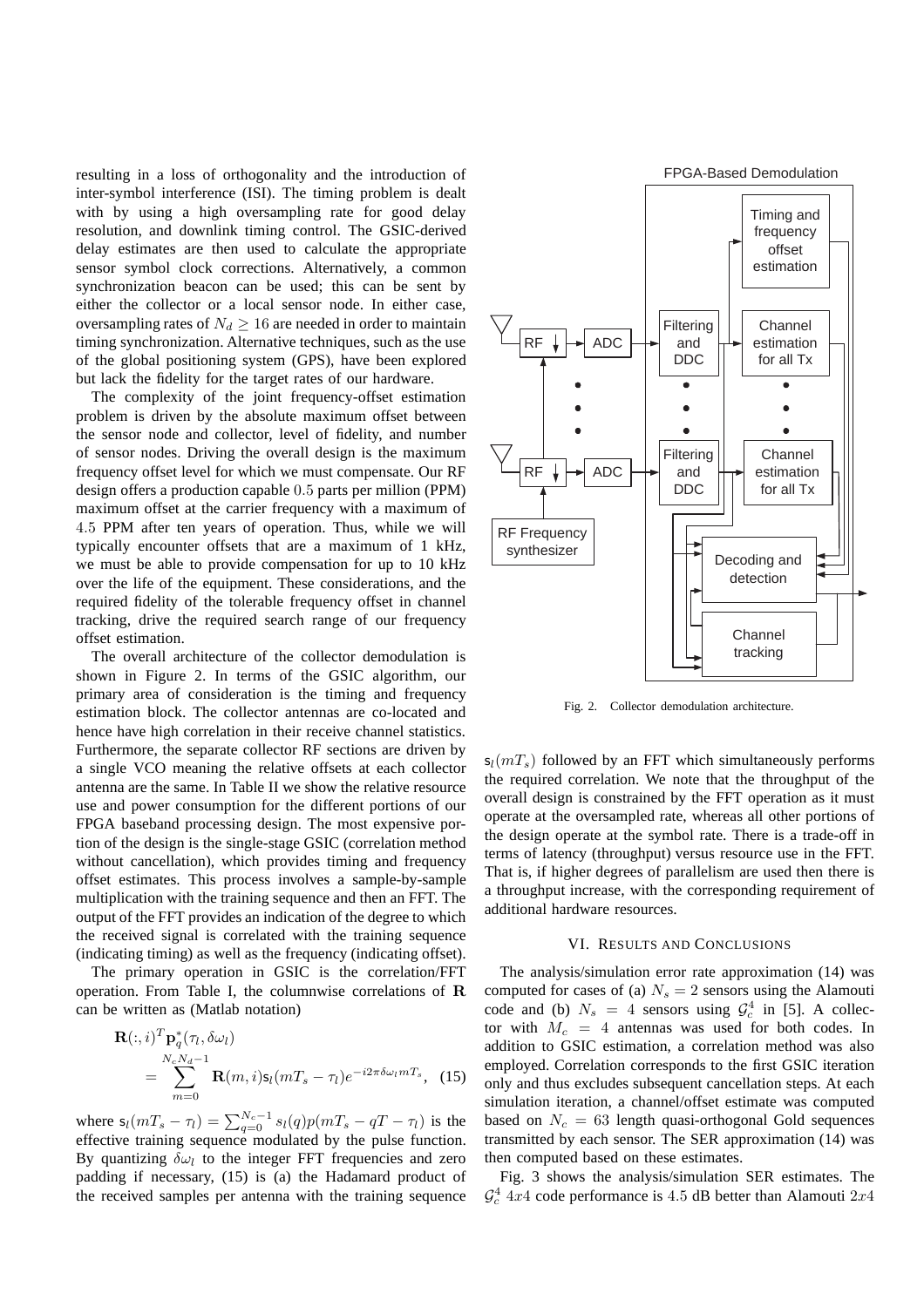resulting in a loss of orthogonality and the introduction of inter-symbol interference (ISI). The timing problem is dealt with by using a high oversampling rate for good delay resolution, and downlink timing control. The GSIC-derived delay estimates are then used to calculate the appropriate sensor symbol clock corrections. Alternatively, a common synchronization beacon can be used; this can be sent by either the collector or a local sensor node. In either case, oversampling rates of $N_d \geq 16$ are needed in order to maintain timing synchronization. Alternative techniques, such as the use of the global positioning system (GPS), have been explored but lack the fidelity for the target rates of our hardware.

The complexity of the joint frequency-offset estimation problem is driven by the absolute maximum offset between the sensor node and collector, level of fidelity, and number of sensor nodes. Driving the overall design is the maximum frequency offset level for which we must compensate. Our RF design offers a production capable $0.5$ parts per million (PPM) maximum offset at the carrier frequency with a maximum of $4.5$ PPM after ten years of operation. Thus, while we will typically encounter offsets that are a maximum of 1 kHz, we must be able to provide compensation for up to 10 kHz over the life of the equipment. These considerations, and the required fidelity of the tolerable frequency offset in channel tracking, drive the required search range of our frequency offset estimation.

The overall architecture of the collector demodulation is shown in Figure 2. In terms of the GSIC algorithm, our primary area of consideration is the timing and frequency estimation block. The collector antennas are co-located and hence have high correlation in their receive channel statistics. Furthermore, the separate collector RF sections are driven by a single VCO meaning the relative offsets at each collector antenna are the same. In Table II we show the relative resource use and power consumption for the different portions of our FPGA baseband processing design. The most expensive portion of the design is the single-stage GSIC (correlation method without cancellation), which provides timing and frequency offset estimates. This process involves a sample-by-sample multiplication with the training sequence and then an FFT. The output of the FFT provides an indication of the degree to which the received signal is correlated with the training sequence (indicating timing) as well as the frequency (indicating offset).

The primary operation in GSIC is the correlation/FFT operation. From Table I, the columnwise correlations of $\mathbf{R}$ can be written as (Matlab notation)

$$\mathbf{R}(:,i)^T \mathbf{p}_q^*(\tau_l, \delta\omega_l) = \sum_{m=0}^{N_c N_d - 1} \mathbf{R}(m,i) \mathsf{s}_l(mT_s - \tau_l) e^{-i2\pi\delta\omega_l m T_s}, \quad (15)$$

where $\mathsf{s}_l(mT_s - \tau_l) = \sum_{q=0}^{N_c-1} s_l(q) p(mT_s - qT - \tau_l)$ is the effective training sequence modulated by the pulse function. By quantizing $\delta\omega_l$ to the integer FFT frequencies and zero padding if necessary, (15) is (a) the Hadamard product of the received samples per antenna with the training sequence $\mathsf{s}_l(mT_s)$ followed by an FFT which simultaneously performs the required correlation. We note that the throughput of the overall design is constrained by the FFT operation as it must operate at the oversampled rate, whereas all other portions of the design operate at the symbol rate. There is a trade-off in terms of latency (throughput) versus resource use in the FFT. That is, if higher degrees of parallelism are used then there is a throughput increase, with the corresponding requirement of additional hardware resources.

Fig. 2. Collector demodulation architecture.

## VI. Results and Conclusions

The analysis/simulation error rate approximation (14) was computed for cases of (a) $N_s = 2$ sensors using the Alamouti code and (b) $N_s = 4$ sensors using $\mathcal{G}_c^4$ in [5]. A collector with $M_c = 4$ antennas was used for both codes. In addition to GSIC estimation, a correlation method was also employed. Correlation corresponds to the first GSIC iteration only and thus excludes subsequent cancellation steps. At each simulation iteration, a channel/offset estimate was computed based on $N_c = 63$ length quasi-orthogonal Gold sequences transmitted by each sensor. The SER approximation (14) was then computed based on these estimates.

Fig. 3 shows the analysis/simulation SER estimates. The $\mathcal{G}_c^4$ $4x4$ code performance is $4.5$ dB better than Alamouti $2x4$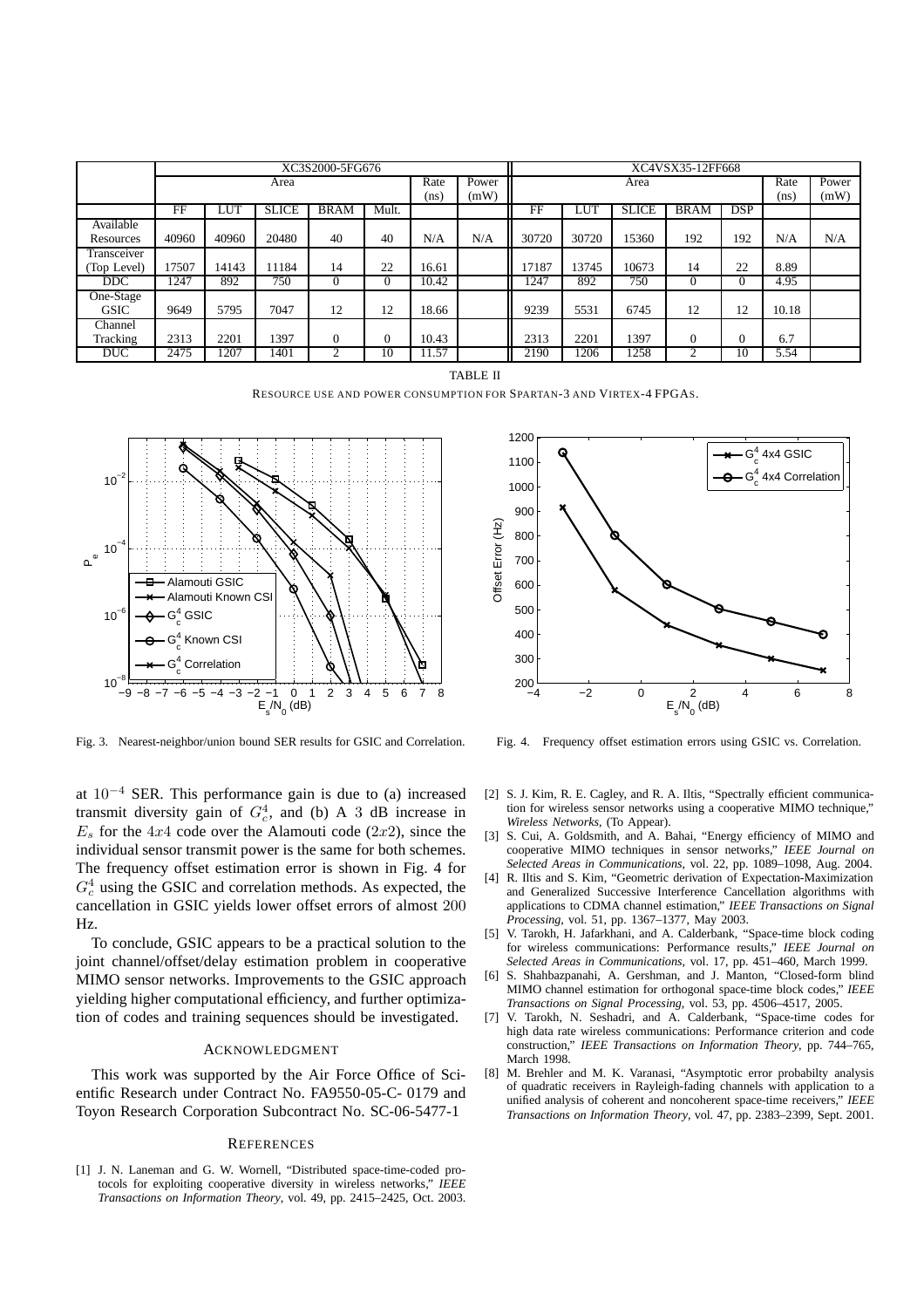|  | XC3S2000-5FG676 |  |  |  |  |  |  | XC4VSX35-12FF668 |  |  |  |  |  |  |
|---|---|---|---|---|---|---|---|---|---|---|---|---|---|---|
|  | Area |  |  |  |  | Rate (ns) | Power (mW) | Area |  |  |  |  | Rate (ns) | Power (mW) |
|  | FF | LUT | SLICE | BRAM | Mult. |  |  | FF | LUT | SLICE | BRAM | DSP |  |  |
| Available Resources | 40960 | 40960 | 20480 | 40 | 40 | N/A | N/A | 30720 | 30720 | 15360 | 192 | 192 | N/A | N/A |
| Transceiver (Top Level) | 17507 | 14143 | 11184 | 14 | 22 | 16.61 |  | 17187 | 13745 | 10673 | 14 | 22 | 8.89 |  |
| DDC | 1247 | 892 | 750 | 0 | 0 | 10.42 |  | 1247 | 892 | 750 | 0 | 0 | 4.95 |  |
| One-Stage GSIC | 9649 | 5795 | 7047 | 12 | 12 | 18.66 |  | 9239 | 5531 | 6745 | 12 | 12 | 10.18 |  |
| Channel Tracking | 2313 | 2201 | 1397 | 0 | 0 | 10.43 |  | 2313 | 2201 | 1397 | 0 | 0 | 6.7 |  |
| DUC | 2475 | 1207 | 1401 | 2 | 10 | 11.57 |  | 2190 | 1206 | 1258 | 2 | 10 | 5.54 |  |

TABLE II

RESOURCE USE AND POWER CONSUMPTION FOR SPARTAN-3 AND VIRTEX-4 FPGAS.

$P_e$

$E_s/N_0$ (dB)

Alamouti GSIC
Alamouti Known CSI
$G_c^4$ GSIC
$G_c^4$ Known CSI
$G_c^4$ Correlation

Fig. 3. Nearest-neighbor/union bound SER results for GSIC and Correlation.

Offset Error (Hz)

$E_s/N_0$ (dB)

$G_c^4$ 4x4 GSIC
$G_c^4$ 4x4 Correlation

Fig. 4. Frequency offset estimation errors using GSIC vs. Correlation.

at $10^{-4}$ SER. This performance gain is due to (a) increased transmit diversity gain of $G_c^4$, and (b) A 3 dB increase in $E_s$ for the $4x4$ code over the Alamouti code ($2x2$), since the individual sensor transmit power is the same for both schemes. The frequency offset estimation error is shown in Fig. 4 for $G_c^4$ using the GSIC and correlation methods. As expected, the cancellation in GSIC yields lower offset errors of almost 200 Hz.

To conclude, GSIC appears to be a practical solution to the joint channel/offset/delay estimation problem in cooperative MIMO sensor networks. Improvements to the GSIC approach yielding higher computational efficiency, and further optimization of codes and training sequences should be investigated.

## ACKNOWLEDGMENT

This work was supported by the Air Force Office of Scientific Research under Contract No. FA9550-05-C- 0179 and Toyon Research Corporation Subcontract No. SC-06-5477-1

## REFERENCES

[1] J. N. Laneman and G. W. Wornell, "Distributed space-time-coded protocols for exploiting cooperative diversity in wireless networks," *IEEE Transactions on Information Theory*, vol. 49, pp. 2415–2425, Oct. 2003.

[2] S. J. Kim, R. E. Cagley, and R. A. Iltis, "Spectrally efficient communication for wireless sensor networks using a cooperative MIMO technique," *Wireless Networks*, (To Appear).

[3] S. Cui, A. Goldsmith, and A. Bahai, "Energy efficiency of MIMO and cooperative MIMO techniques in sensor networks," *IEEE Journal on Selected Areas in Communications*, vol. 22, pp. 1089–1098, Aug. 2004.

[4] R. Iltis and S. Kim, "Geometric derivation of Expectation-Maximization and Generalized Successive Interference Cancellation algorithms with applications to CDMA channel estimation," *IEEE Transactions on Signal Processing*, vol. 51, pp. 1367–1377, May 2003.

[5] V. Tarokh, H. Jafarkhani, and A. Calderbank, "Space-time block coding for wireless communications: Performance results," *IEEE Journal on Selected Areas in Communications*, vol. 17, pp. 451–460, March 1999.

[6] S. Shahbazpanahi, A. Gershman, and J. Manton, "Closed-form blind MIMO channel estimation for orthogonal space-time block codes," *IEEE Transactions on Signal Processing*, vol. 53, pp. 4506–4517, 2005.

[7] V. Tarokh, N. Seshadri, and A. Calderbank, "Space-time codes for high data rate wireless communications: Performance criterion and code construction," *IEEE Transactions on Information Theory*, pp. 744–765, March 1998.

[8] M. Brehler and M. K. Varanasi, "Asymptotic error probabilty analysis of quadratic receivers in Rayleigh-fading channels with application to a unified analysis of coherent and noncoherent space-time receivers," *IEEE Transactions on Information Theory*, vol. 47, pp. 2383–2399, Sept. 2001.